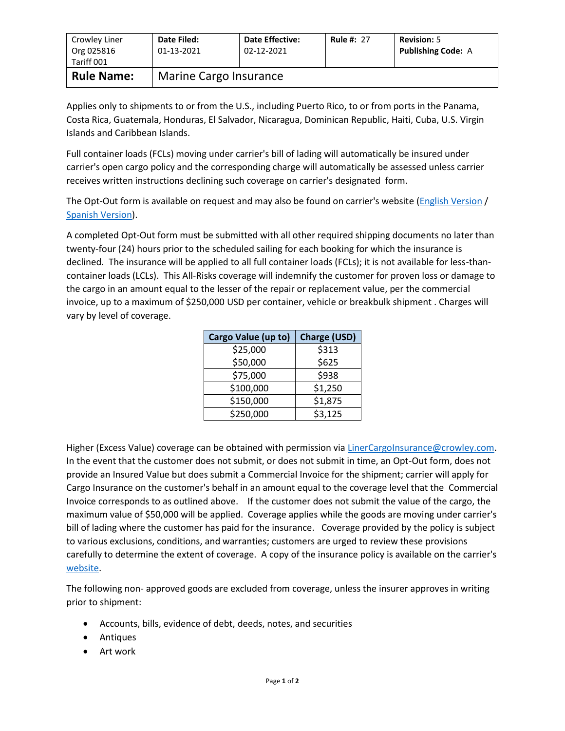| Crowley Liner Org 025816 Tariff 001 | **Date Filed:** 01-13-2021 | **Date Effective:** 02-12-2021 | **Rule #:** 27 | **Revision:** 5 **Publishing Code:** A |
|---|---|---|---|---|
| **Rule Name:** | Marine Cargo Insurance | | | |

Applies only to shipments to or from the U.S., including Puerto Rico, to or from ports in the Panama, Costa Rica, Guatemala, Honduras, El Salvador, Nicaragua, Dominican Republic, Haiti, Cuba, U.S. Virgin Islands and Caribbean Islands.

Full container loads (FCLs) moving under carrier's bill of lading will automatically be insured under carrier's open cargo policy and the corresponding charge will automatically be assessed unless carrier receives written instructions declining such coverage on carrier's designated form.

The Opt-Out form is available on request and may also be found on carrier's website (English Version / Spanish Version).

A completed Opt-Out form must be submitted with all other required shipping documents no later than twenty-four (24) hours prior to the scheduled sailing for each booking for which the insurance is declined. The insurance will be applied to all full container loads (FCLs); it is not available for less-than-container loads (LCLs). This All-Risks coverage will indemnify the customer for proven loss or damage to the cargo in an amount equal to the lesser of the repair or replacement value, per the commercial invoice, up to a maximum of $250,000 USD per container, vehicle or breakbulk shipment . Charges will vary by level of coverage.

| Cargo Value (up to) | Charge (USD) |
|---|---|
| $25,000 | $313 |
| $50,000 | $625 |
| $75,000 | $938 |
| $100,000 | $1,250 |
| $150,000 | $1,875 |
| $250,000 | $3,125 |

Higher (Excess Value) coverage can be obtained with permission via LinerCargoInsurance@crowley.com. In the event that the customer does not submit, or does not submit in time, an Opt-Out form, does not provide an Insured Value but does submit a Commercial Invoice for the shipment; carrier will apply for Cargo Insurance on the customer's behalf in an amount equal to the coverage level that the Commercial Invoice corresponds to as outlined above. If the customer does not submit the value of the cargo, the maximum value of $50,000 will be applied. Coverage applies while the goods are moving under carrier's bill of lading where the customer has paid for the insurance. Coverage provided by the policy is subject to various exclusions, conditions, and warranties; customers are urged to review these provisions carefully to determine the extent of coverage. A copy of the insurance policy is available on the carrier's website.

The following non- approved goods are excluded from coverage, unless the insurer approves in writing prior to shipment:

- Accounts, bills, evidence of debt, deeds, notes, and securities
- Antiques
- Art work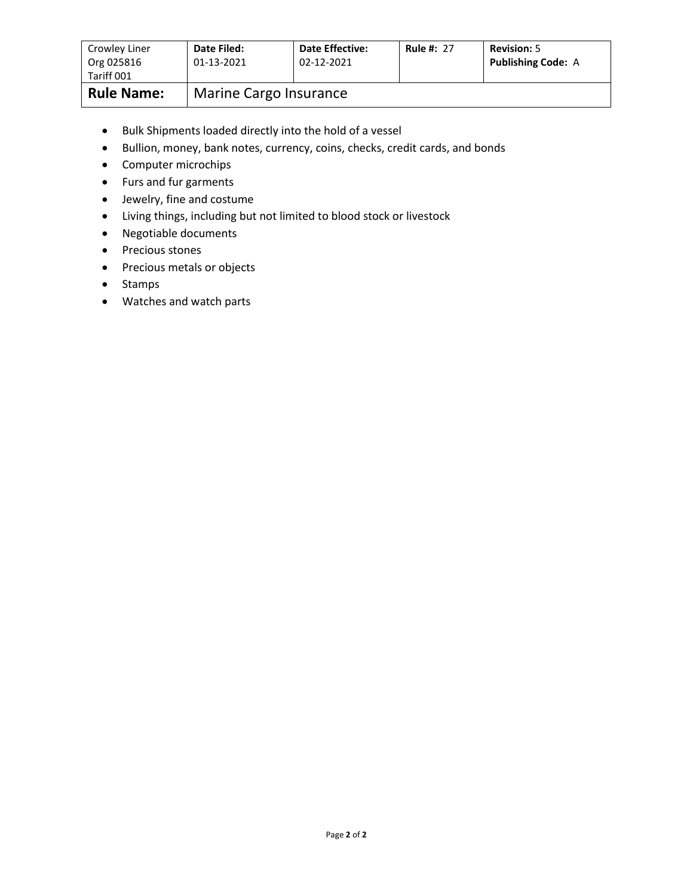- Bulk Shipments loaded directly into the hold of a vessel
- Bullion, money, bank notes, currency, coins, checks, credit cards, and bonds
- Computer microchips
- Furs and fur garments
- Jewelry, fine and costume
- Living things, including but not limited to blood stock or livestock
- Negotiable documents
- Precious stones
- Precious metals or objects
- Stamps
- Watches and watch parts